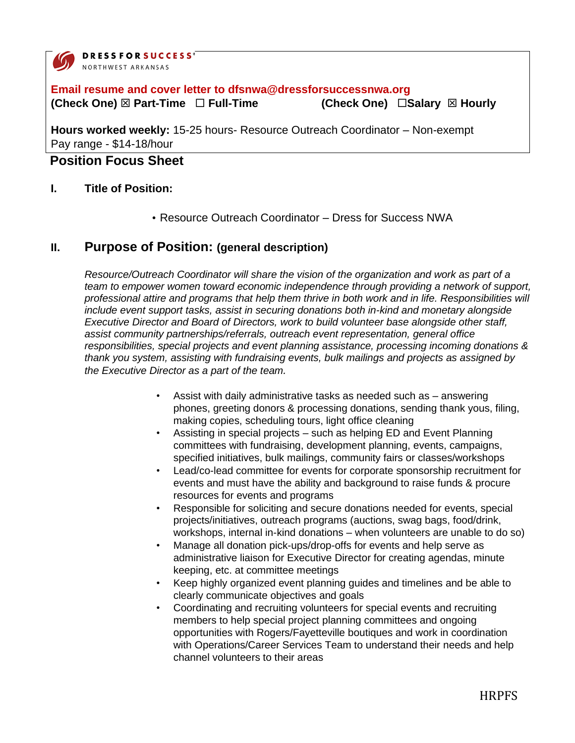DRESS FOR SUCCESS®
NORTHWEST ARKANSAS

**Email resume and cover letter to dfsnwa@dressforsuccessnwa.org**

**(Check One) ☒ Part-Time ☐ Full-Time** **(Check One) ☐Salary ☒ Hourly**

**Hours worked weekly:** 15-25 hours- Resource Outreach Coordinator – Non-exempt
Pay range - $14-18/hour

## Position Focus Sheet

### I. Title of Position:

- Resource Outreach Coordinator – Dress for Success NWA

### II. Purpose of Position: (general description)

*Resource/Outreach Coordinator will share the vision of the organization and work as part of a team to empower women toward economic independence through providing a network of support, professional attire and programs that help them thrive in both work and in life. Responsibilities will include event support tasks, assist in securing donations both in-kind and monetary alongside Executive Director and Board of Directors, work to build volunteer base alongside other staff, assist community partnerships/referrals, outreach event representation, general office responsibilities, special projects and event planning assistance, processing incoming donations & thank you system, assisting with fundraising events, bulk mailings and projects as assigned by the Executive Director as a part of the team.*

- Assist with daily administrative tasks as needed such as – answering phones, greeting donors & processing donations, sending thank yous, filing, making copies, scheduling tours, light office cleaning
- Assisting in special projects – such as helping ED and Event Planning committees with fundraising, development planning, events, campaigns, specified initiatives, bulk mailings, community fairs or classes/workshops
- Lead/co-lead committee for events for corporate sponsorship recruitment for events and must have the ability and background to raise funds & procure resources for events and programs
- Responsible for soliciting and secure donations needed for events, special projects/initiatives, outreach programs (auctions, swag bags, food/drink, workshops, internal in-kind donations – when volunteers are unable to do so)
- Manage all donation pick-ups/drop-offs for events and help serve as administrative liaison for Executive Director for creating agendas, minute keeping, etc. at committee meetings
- Keep highly organized event planning guides and timelines and be able to clearly communicate objectives and goals
- Coordinating and recruiting volunteers for special events and recruiting members to help special project planning committees and ongoing opportunities with Rogers/Fayetteville boutiques and work in coordination with Operations/Career Services Team to understand their needs and help channel volunteers to their areas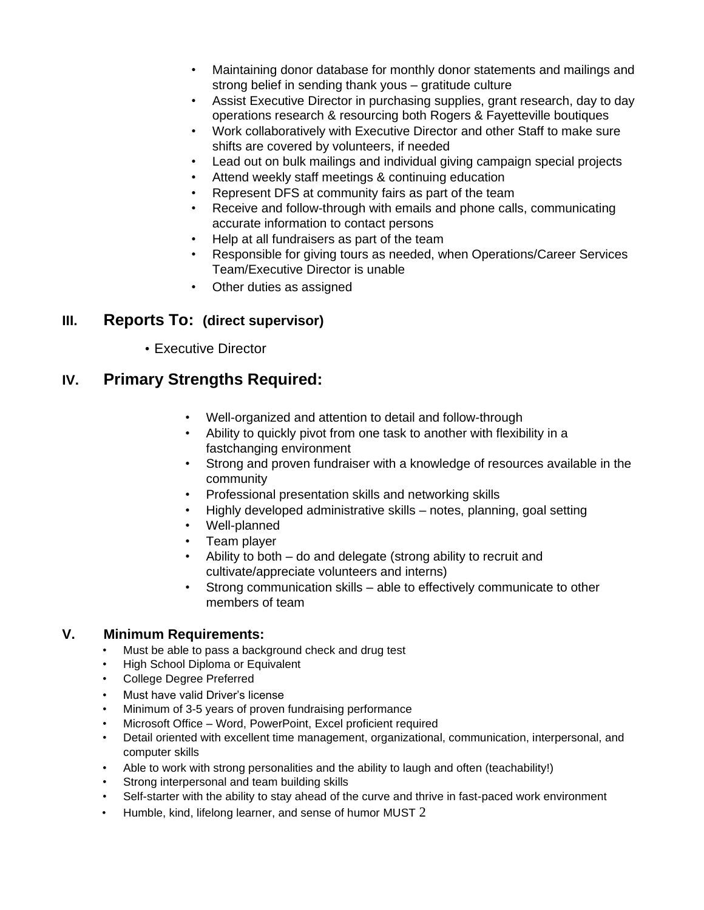- Maintaining donor database for monthly donor statements and mailings and strong belief in sending thank yous – gratitude culture
- Assist Executive Director in purchasing supplies, grant research, day to day operations research & resourcing both Rogers & Fayetteville boutiques
- Work collaboratively with Executive Director and other Staff to make sure shifts are covered by volunteers, if needed
- Lead out on bulk mailings and individual giving campaign special projects
- Attend weekly staff meetings & continuing education
- Represent DFS at community fairs as part of the team
- Receive and follow-through with emails and phone calls, communicating accurate information to contact persons
- Help at all fundraisers as part of the team
- Responsible for giving tours as needed, when Operations/Career Services Team/Executive Director is unable
- Other duties as assigned

## III. Reports To: (direct supervisor)

- Executive Director

## IV. Primary Strengths Required:

- Well-organized and attention to detail and follow-through
- Ability to quickly pivot from one task to another with flexibility in a fastchanging environment
- Strong and proven fundraiser with a knowledge of resources available in the community
- Professional presentation skills and networking skills
- Highly developed administrative skills – notes, planning, goal setting
- Well-planned
- Team player
- Ability to both – do and delegate (strong ability to recruit and cultivate/appreciate volunteers and interns)
- Strong communication skills – able to effectively communicate to other members of team

## V. Minimum Requirements:

- Must be able to pass a background check and drug test
- High School Diploma or Equivalent
- College Degree Preferred
- Must have valid Driver's license
- Minimum of 3-5 years of proven fundraising performance
- Microsoft Office – Word, PowerPoint, Excel proficient required
- Detail oriented with excellent time management, organizational, communication, interpersonal, and computer skills
- Able to work with strong personalities and the ability to laugh and often (teachability!)
- Strong interpersonal and team building skills
- Self-starter with the ability to stay ahead of the curve and thrive in fast-paced work environment
- Humble, kind, lifelong learner, and sense of humor MUST